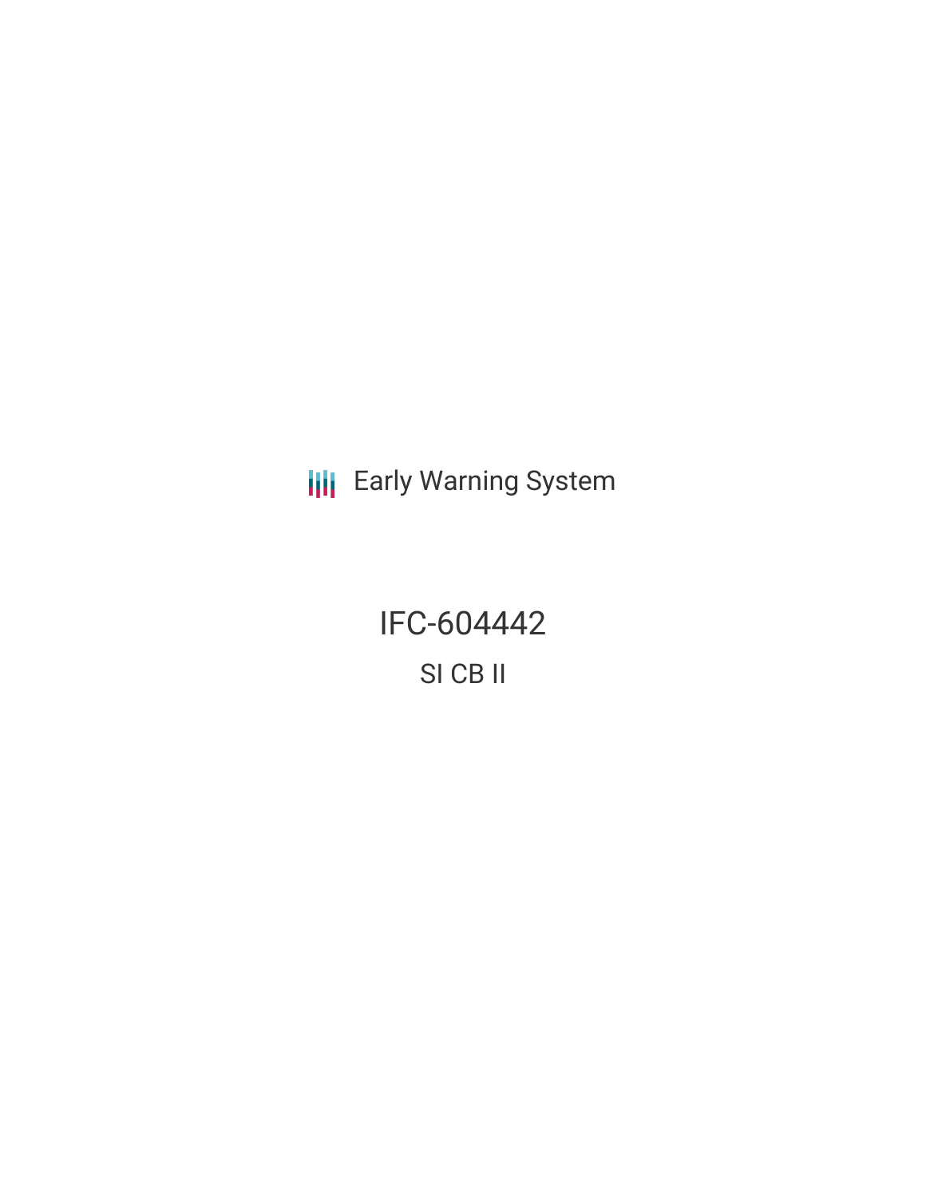Early Warning System

# IFC-604442

## SI CB II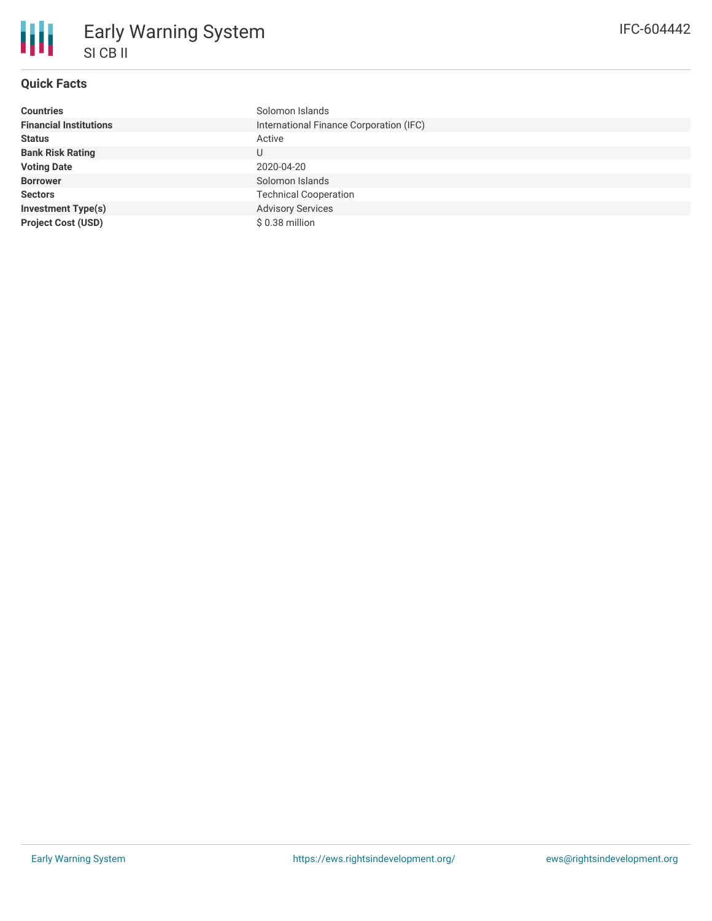# Early Warning System

## SI CB II

IFC-604442

### Quick Facts

| | |
|---|---|
| **Countries** | Solomon Islands |
| **Financial Institutions** | International Finance Corporation (IFC) |
| **Status** | Active |
| **Bank Risk Rating** | U |
| **Voting Date** | 2020-04-20 |
| **Borrower** | Solomon Islands |
| **Sectors** | Technical Cooperation |
| **Investment Type(s)** | Advisory Services |
| **Project Cost (USD)** | $ 0.38 million |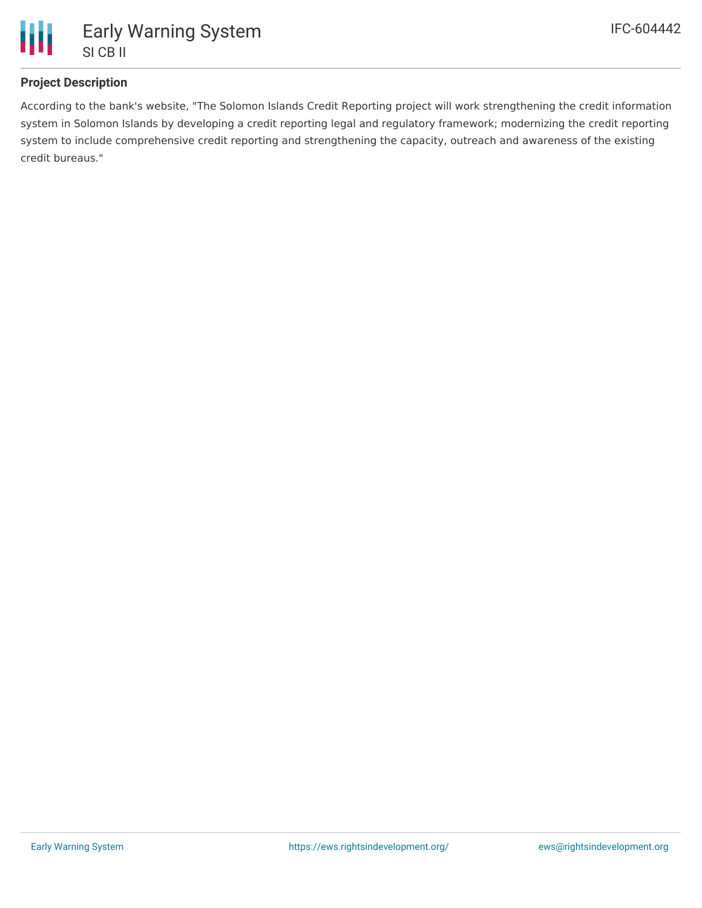## Project Description

According to the bank's website, "The Solomon Islands Credit Reporting project will work strengthening the credit information system in Solomon Islands by developing a credit reporting legal and regulatory framework; modernizing the credit reporting system to include comprehensive credit reporting and strengthening the capacity, outreach and awareness of the existing credit bureaus."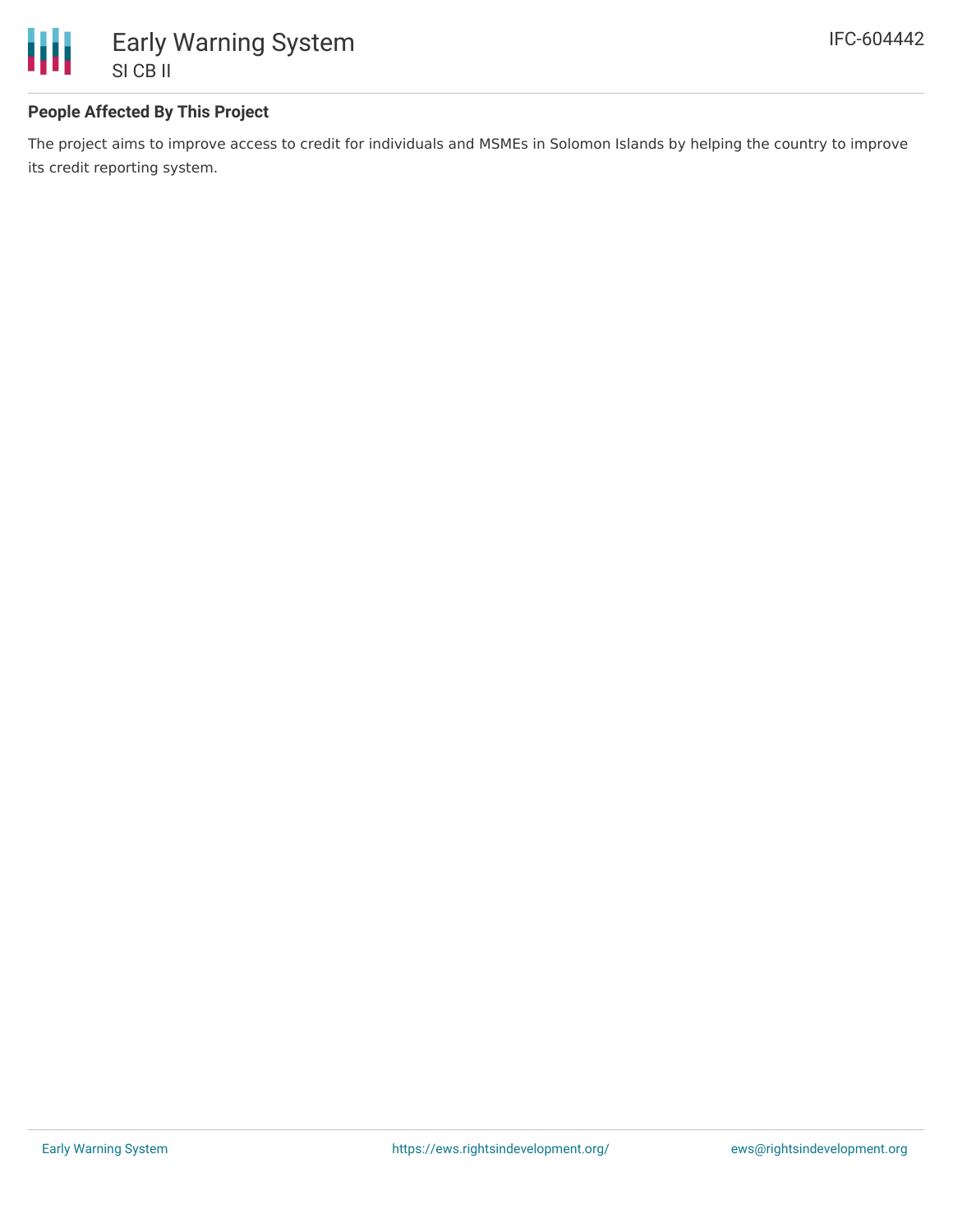## People Affected By This Project

The project aims to improve access to credit for individuals and MSMEs in Solomon Islands by helping the country to improve its credit reporting system.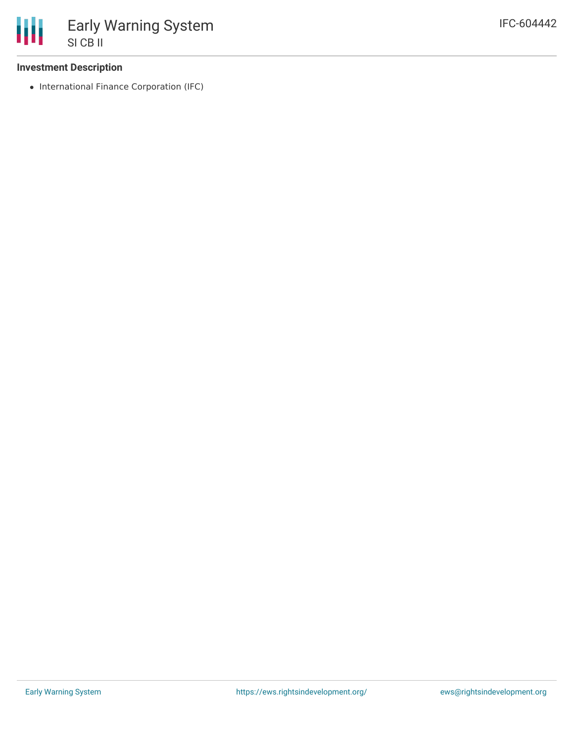### Investment Description

- International Finance Corporation (IFC)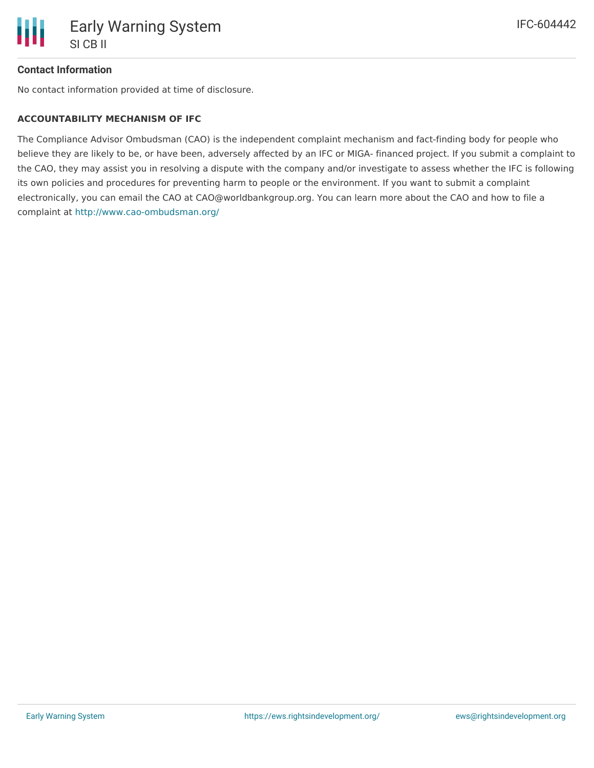### Contact Information

No contact information provided at time of disclosure.

**ACCOUNTABILITY MECHANISM OF IFC**

The Compliance Advisor Ombudsman (CAO) is the independent complaint mechanism and fact-finding body for people who believe they are likely to be, or have been, adversely affected by an IFC or MIGA- financed project. If you submit a complaint to the CAO, they may assist you in resolving a dispute with the company and/or investigate to assess whether the IFC is following its own policies and procedures for preventing harm to people or the environment. If you want to submit a complaint electronically, you can email the CAO at CAO@worldbankgroup.org. You can learn more about the CAO and how to file a complaint at http://www.cao-ombudsman.org/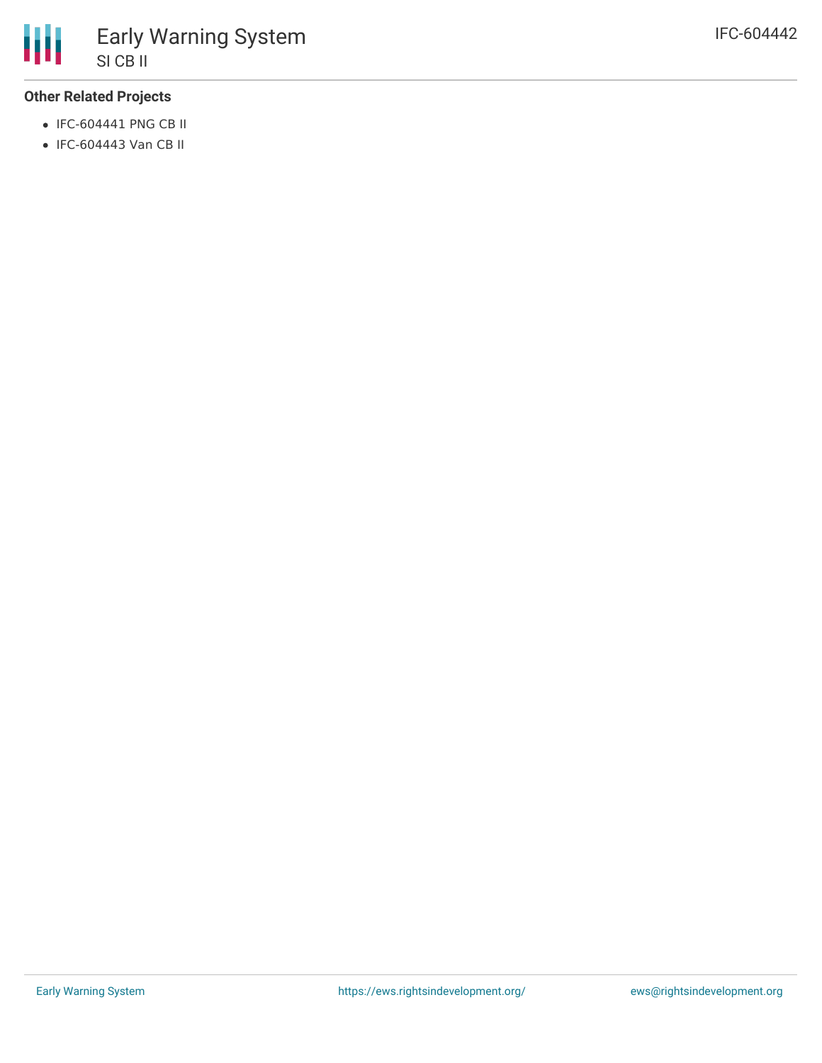**Other Related Projects**

- IFC-604441 PNG CB II
- IFC-604443 Van CB II